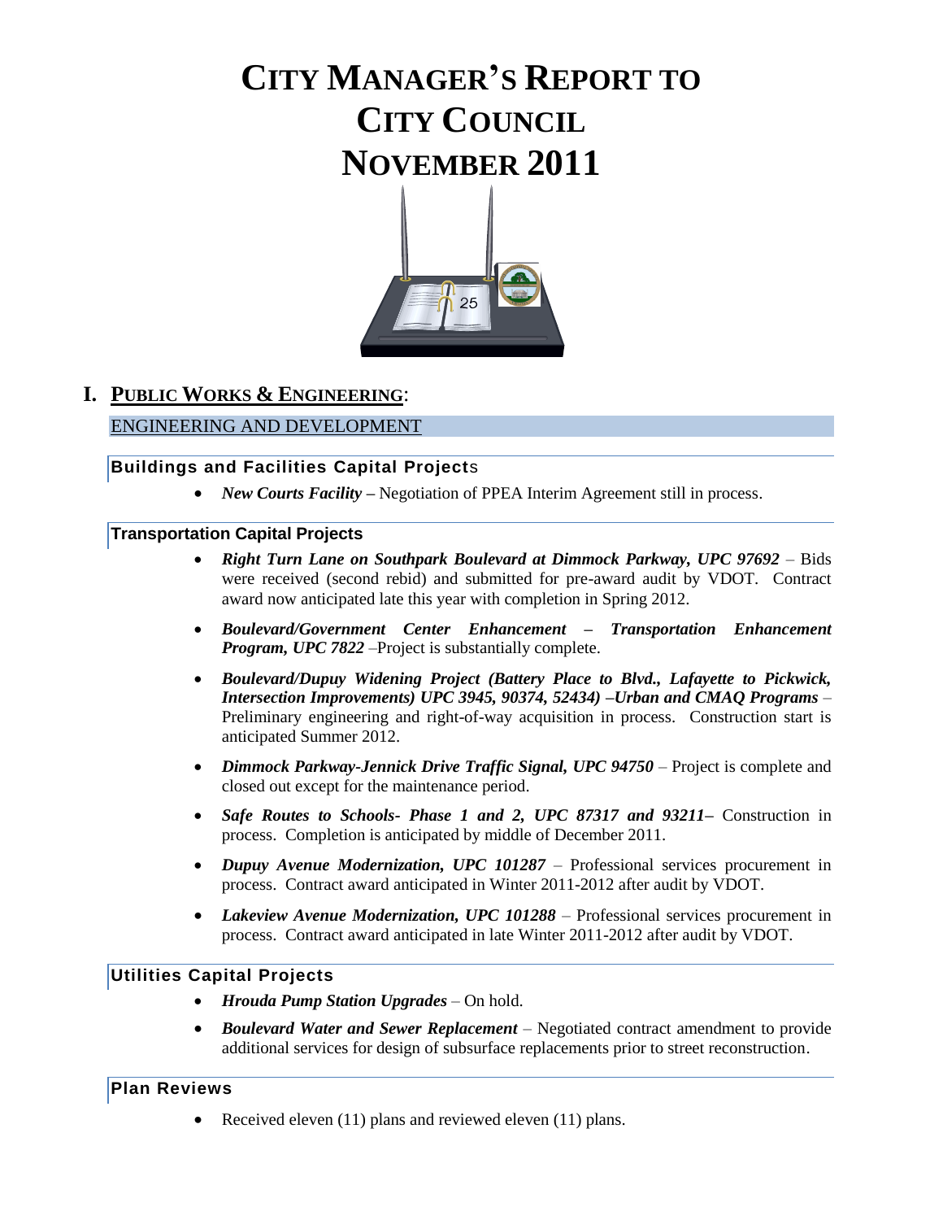# CITY MANAGER'S REPORT TO CITY COUNCIL NOVEMBER 2011

## I. PUBLIC WORKS & ENGINEERING:

### ENGINEERING AND DEVELOPMENT

#### Buildings and Facilities Capital Projects

- ***New Courts Facility*** **–** Negotiation of PPEA Interim Agreement still in process.

#### Transportation Capital Projects

- ***Right Turn Lane on Southpark Boulevard at Dimmock Parkway, UPC 97692*** – Bids were received (second rebid) and submitted for pre-award audit by VDOT. Contract award now anticipated late this year with completion in Spring 2012.
- ***Boulevard/Government Center Enhancement – Transportation Enhancement Program, UPC 7822*** –Project is substantially complete.
- ***Boulevard/Dupuy Widening Project (Battery Place to Blvd., Lafayette to Pickwick, Intersection Improvements) UPC 3945, 90374, 52434) –Urban and CMAQ Programs*** – Preliminary engineering and right-of-way acquisition in process. Construction start is anticipated Summer 2012.
- ***Dimmock Parkway-Jennick Drive Traffic Signal, UPC 94750*** – Project is complete and closed out except for the maintenance period.
- ***Safe Routes to Schools- Phase 1 and 2, UPC 87317 and 93211*** **–** Construction in process. Completion is anticipated by middle of December 2011.
- ***Dupuy Avenue Modernization, UPC 101287*** – Professional services procurement in process. Contract award anticipated in Winter 2011-2012 after audit by VDOT.
- ***Lakeview Avenue Modernization, UPC 101288*** – Professional services procurement in process. Contract award anticipated in late Winter 2011-2012 after audit by VDOT.

#### Utilities Capital Projects

- ***Hrouda Pump Station Upgrades*** – On hold.
- ***Boulevard Water and Sewer Replacement*** – Negotiated contract amendment to provide additional services for design of subsurface replacements prior to street reconstruction.

#### Plan Reviews

- Received eleven (11) plans and reviewed eleven (11) plans.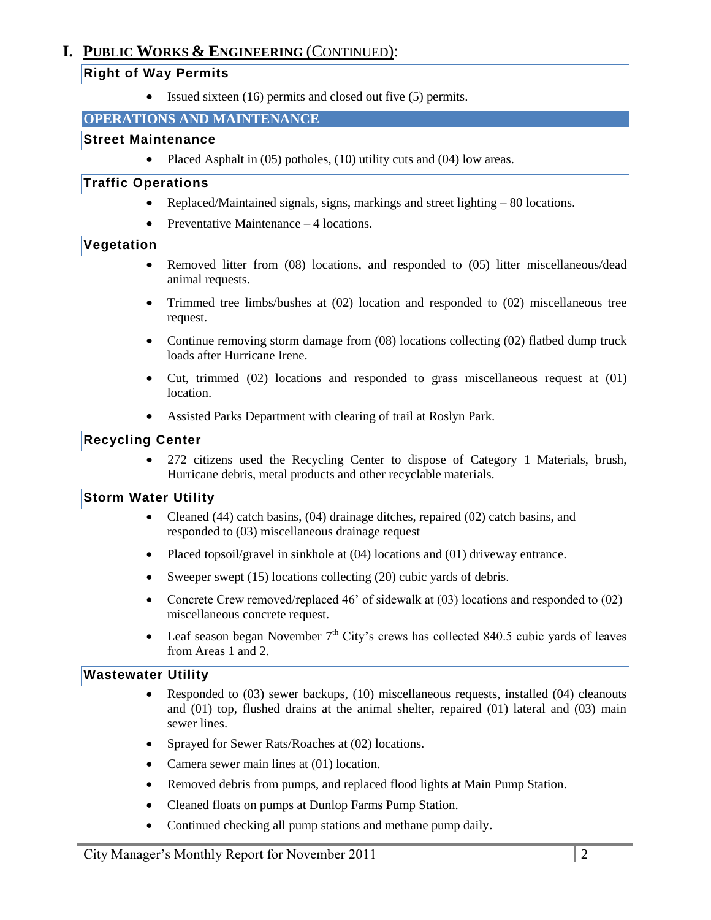# I. PUBLIC WORKS & ENGINEERING (CONTINUED):

### Right of Way Permits

- Issued sixteen (16) permits and closed out five (5) permits.

## OPERATIONS AND MAINTENANCE

### Street Maintenance

- Placed Asphalt in (05) potholes, (10) utility cuts and (04) low areas.

### Traffic Operations

- Replaced/Maintained signals, signs, markings and street lighting – 80 locations.
- Preventative Maintenance – 4 locations.

### Vegetation

- Removed litter from (08) locations, and responded to (05) litter miscellaneous/dead animal requests.
- Trimmed tree limbs/bushes at (02) location and responded to (02) miscellaneous tree request.
- Continue removing storm damage from (08) locations collecting (02) flatbed dump truck loads after Hurricane Irene.
- Cut, trimmed (02) locations and responded to grass miscellaneous request at (01) location.
- Assisted Parks Department with clearing of trail at Roslyn Park.

### Recycling Center

- 272 citizens used the Recycling Center to dispose of Category 1 Materials, brush, Hurricane debris, metal products and other recyclable materials.

### Storm Water Utility

- Cleaned (44) catch basins, (04) drainage ditches, repaired (02) catch basins, and responded to (03) miscellaneous drainage request
- Placed topsoil/gravel in sinkhole at (04) locations and (01) driveway entrance.
- Sweeper swept (15) locations collecting (20) cubic yards of debris.
- Concrete Crew removed/replaced 46' of sidewalk at (03) locations and responded to (02) miscellaneous concrete request.
- Leaf season began November 7th City's crews has collected 840.5 cubic yards of leaves from Areas 1 and 2.

### Wastewater Utility

- Responded to (03) sewer backups, (10) miscellaneous requests, installed (04) cleanouts and (01) top, flushed drains at the animal shelter, repaired (01) lateral and (03) main sewer lines.
- Sprayed for Sewer Rats/Roaches at (02) locations.
- Camera sewer main lines at (01) location.
- Removed debris from pumps, and replaced flood lights at Main Pump Station.
- Cleaned floats on pumps at Dunlop Farms Pump Station.
- Continued checking all pump stations and methane pump daily.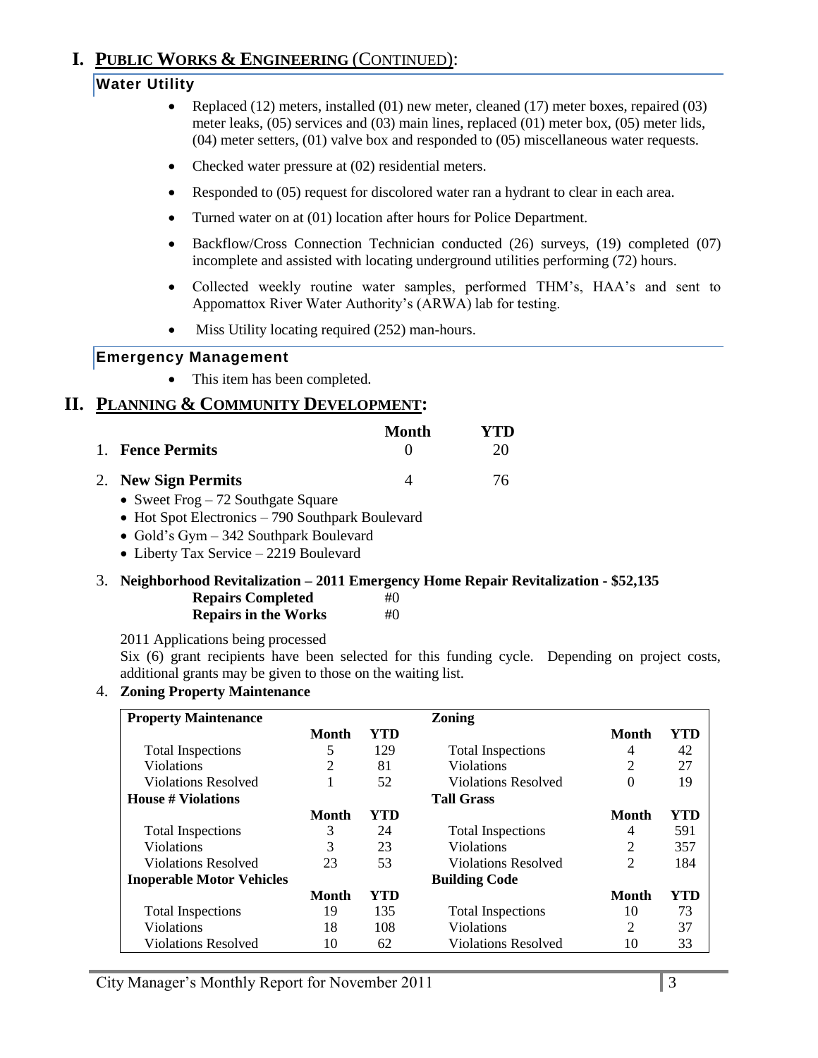# I. PUBLIC WORKS & ENGINEERING (CONTINUED):

## Water Utility

- Replaced (12) meters, installed (01) new meter, cleaned (17) meter boxes, repaired (03) meter leaks, (05) services and (03) main lines, replaced (01) meter box, (05) meter lids, (04) meter setters, (01) valve box and responded to (05) miscellaneous water requests.
- Checked water pressure at (02) residential meters.
- Responded to (05) request for discolored water ran a hydrant to clear in each area.
- Turned water on at (01) location after hours for Police Department.
- Backflow/Cross Connection Technician conducted (26) surveys, (19) completed (07) incomplete and assisted with locating underground utilities performing (72) hours.
- Collected weekly routine water samples, performed THM's, HAA's and sent to Appomattox River Water Authority's (ARWA) lab for testing.
- Miss Utility locating required (252) man-hours.

## Emergency Management

- This item has been completed.

# II. PLANNING & COMMUNITY DEVELOPMENT:

| | Month | YTD |
|---|---|---|
| 1. **Fence Permits** | 0 | 20 |
| 2. **New Sign Permits** | 4 | 76 |

- Sweet Frog – 72 Southgate Square
- Hot Spot Electronics – 790 Southpark Boulevard
- Gold's Gym – 342 Southpark Boulevard
- Liberty Tax Service – 2219 Boulevard

3. **Neighborhood Revitalization – 2011 Emergency Home Repair Revitalization - $52,135**

| | |
|---|---|
| **Repairs Completed** | #0 |
| **Repairs in the Works** | #0 |

2011 Applications being processed

Six (6) grant recipients have been selected for this funding cycle. Depending on project costs, additional grants may be given to those on the waiting list.

4. **Zoning Property Maintenance**

| **Property Maintenance** | | | **Zoning** | | |
|---|---|---|---|---|---|
| | **Month** | **YTD** | | **Month** | **YTD** |
| Total Inspections | 5 | 129 | Total Inspections | 4 | 42 |
| Violations | 2 | 81 | Violations | 2 | 27 |
| Violations Resolved | 1 | 52 | Violations Resolved | 0 | 19 |
| **House # Violations** | | | **Tall Grass** | | |
| | **Month** | **YTD** | | **Month** | **YTD** |
| Total Inspections | 3 | 24 | Total Inspections | 4 | 591 |
| Violations | 3 | 23 | Violations | 2 | 357 |
| Violations Resolved | 23 | 53 | Violations Resolved | 2 | 184 |
| **Inoperable Motor Vehicles** | | | **Building Code** | | |
| | **Month** | **YTD** | | **Month** | **YTD** |
| Total Inspections | 19 | 135 | Total Inspections | 10 | 73 |
| Violations | 18 | 108 | Violations | 2 | 37 |
| Violations Resolved | 10 | 62 | Violations Resolved | 10 | 33 |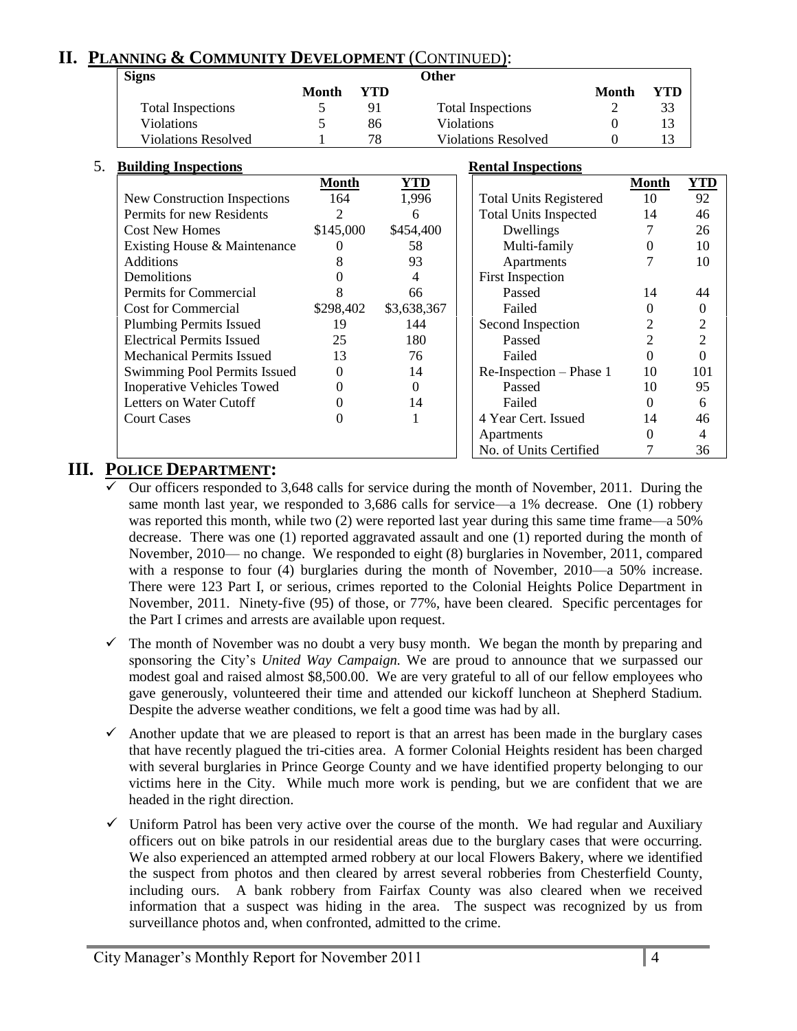## II. Planning & Community Development (Continued):

| Signs | Month | YTD | Other | Month | YTD |
|---|---|---|---|---|---|
| Total Inspections | 5 | 91 | Total Inspections | 2 | 33 |
| Violations | 5 | 86 | Violations | 0 | 13 |
| Violations Resolved | 1 | 78 | Violations Resolved | 0 | 13 |

5. **Building Inspections**

| | Month | YTD |
|---|---|---|
| New Construction Inspections | 164 | 1,996 |
| Permits for new Residents | 2 | 6 |
| Cost New Homes | $145,000 | $454,400 |
| Existing House & Maintenance | 0 | 58 |
| Additions | 8 | 93 |
| Demolitions | 0 | 4 |
| Permits for Commercial | 8 | 66 |
| Cost for Commercial | $298,402 | $3,638,367 |
| Plumbing Permits Issued | 19 | 144 |
| Electrical Permits Issued | 25 | 180 |
| Mechanical Permits Issued | 13 | 76 |
| Swimming Pool Permits Issued | 0 | 14 |
| Inoperative Vehicles Towed | 0 | 0 |
| Letters on Water Cutoff | 0 | 14 |
| Court Cases | 0 | 1 |

**Rental Inspections**

| | Month | YTD |
|---|---|---|
| Total Units Registered | 10 | 92 |
| Total Units Inspected | 14 | 46 |
| Dwellings | 7 | 26 |
| Multi-family | 0 | 10 |
| Apartments | 7 | 10 |
| First Inspection | | |
| Passed | 14 | 44 |
| Failed | 0 | 0 |
| Second Inspection | 2 | 2 |
| Passed | 2 | 2 |
| Failed | 0 | 0 |
| Re-Inspection – Phase 1 | 10 | 101 |
| Passed | 10 | 95 |
| Failed | 0 | 6 |
| 4 Year Cert. Issued | 14 | 46 |
| Apartments | 0 | 4 |
| No. of Units Certified | 7 | 36 |

## III. Police Department:

- ✓ Our officers responded to 3,648 calls for service during the month of November, 2011. During the same month last year, we responded to 3,686 calls for service—a 1% decrease. One (1) robbery was reported this month, while two (2) were reported last year during this same time frame—a 50% decrease. There was one (1) reported aggravated assault and one (1) reported during the month of November, 2010— no change. We responded to eight (8) burglaries in November, 2011, compared with a response to four (4) burglaries during the month of November, 2010—a 50% increase. There were 123 Part I, or serious, crimes reported to the Colonial Heights Police Department in November, 2011. Ninety-five (95) of those, or 77%, have been cleared. Specific percentages for the Part I crimes and arrests are available upon request.

- ✓ The month of November was no doubt a very busy month. We began the month by preparing and sponsoring the City's *United Way Campaign.* We are proud to announce that we surpassed our modest goal and raised almost $8,500.00. We are very grateful to all of our fellow employees who gave generously, volunteered their time and attended our kickoff luncheon at Shepherd Stadium. Despite the adverse weather conditions, we felt a good time was had by all.

- ✓ Another update that we are pleased to report is that an arrest has been made in the burglary cases that have recently plagued the tri-cities area. A former Colonial Heights resident has been charged with several burglaries in Prince George County and we have identified property belonging to our victims here in the City. While much more work is pending, but we are confident that we are headed in the right direction.

- ✓ Uniform Patrol has been very active over the course of the month. We had regular and Auxiliary officers out on bike patrols in our residential areas due to the burglary cases that were occurring. We also experienced an attempted armed robbery at our local Flowers Bakery, where we identified the suspect from photos and then cleared by arrest several robberies from Chesterfield County, including ours. A bank robbery from Fairfax County was also cleared when we received information that a suspect was hiding in the area. The suspect was recognized by us from surveillance photos and, when confronted, admitted to the crime.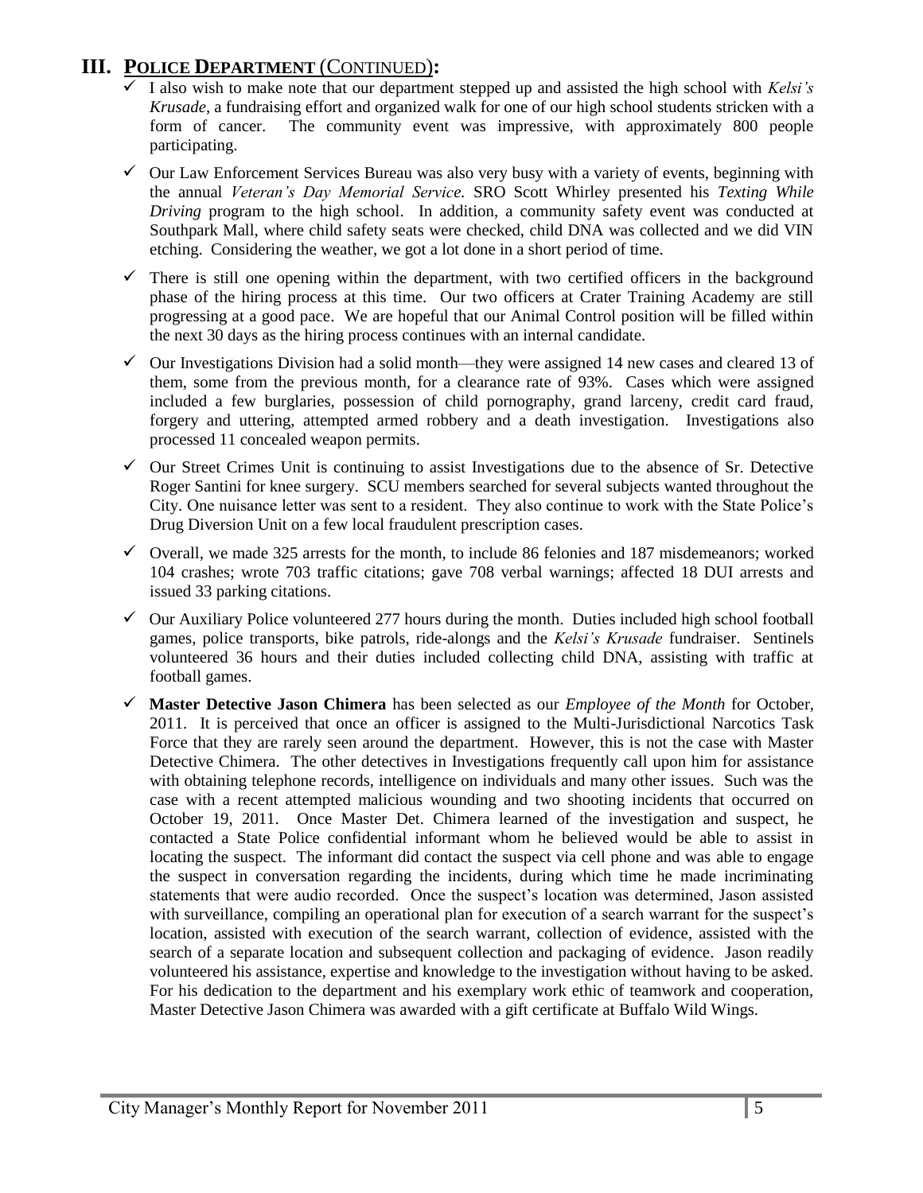## III. POLICE DEPARTMENT (CONTINUED):

- I also wish to make note that our department stepped up and assisted the high school with *Kelsi's Krusade*, a fundraising effort and organized walk for one of our high school students stricken with a form of cancer. The community event was impressive, with approximately 800 people participating.
- Our Law Enforcement Services Bureau was also very busy with a variety of events, beginning with the annual *Veteran's Day Memorial Service.* SRO Scott Whirley presented his *Texting While Driving* program to the high school. In addition, a community safety event was conducted at Southpark Mall, where child safety seats were checked, child DNA was collected and we did VIN etching. Considering the weather, we got a lot done in a short period of time.
- There is still one opening within the department, with two certified officers in the background phase of the hiring process at this time. Our two officers at Crater Training Academy are still progressing at a good pace. We are hopeful that our Animal Control position will be filled within the next 30 days as the hiring process continues with an internal candidate.
- Our Investigations Division had a solid month—they were assigned 14 new cases and cleared 13 of them, some from the previous month, for a clearance rate of 93%. Cases which were assigned included a few burglaries, possession of child pornography, grand larceny, credit card fraud, forgery and uttering, attempted armed robbery and a death investigation. Investigations also processed 11 concealed weapon permits.
- Our Street Crimes Unit is continuing to assist Investigations due to the absence of Sr. Detective Roger Santini for knee surgery. SCU members searched for several subjects wanted throughout the City. One nuisance letter was sent to a resident. They also continue to work with the State Police's Drug Diversion Unit on a few local fraudulent prescription cases.
- Overall, we made 325 arrests for the month, to include 86 felonies and 187 misdemeanors; worked 104 crashes; wrote 703 traffic citations; gave 708 verbal warnings; affected 18 DUI arrests and issued 33 parking citations.
- Our Auxiliary Police volunteered 277 hours during the month. Duties included high school football games, police transports, bike patrols, ride-alongs and the *Kelsi's Krusade* fundraiser. Sentinels volunteered 36 hours and their duties included collecting child DNA, assisting with traffic at football games.
- **Master Detective Jason Chimera** has been selected as our *Employee of the Month* for October, 2011. It is perceived that once an officer is assigned to the Multi-Jurisdictional Narcotics Task Force that they are rarely seen around the department. However, this is not the case with Master Detective Chimera. The other detectives in Investigations frequently call upon him for assistance with obtaining telephone records, intelligence on individuals and many other issues. Such was the case with a recent attempted malicious wounding and two shooting incidents that occurred on October 19, 2011. Once Master Det. Chimera learned of the investigation and suspect, he contacted a State Police confidential informant whom he believed would be able to assist in locating the suspect. The informant did contact the suspect via cell phone and was able to engage the suspect in conversation regarding the incidents, during which time he made incriminating statements that were audio recorded. Once the suspect's location was determined, Jason assisted with surveillance, compiling an operational plan for execution of a search warrant for the suspect's location, assisted with execution of the search warrant, collection of evidence, assisted with the search of a separate location and subsequent collection and packaging of evidence. Jason readily volunteered his assistance, expertise and knowledge to the investigation without having to be asked. For his dedication to the department and his exemplary work ethic of teamwork and cooperation, Master Detective Jason Chimera was awarded with a gift certificate at Buffalo Wild Wings.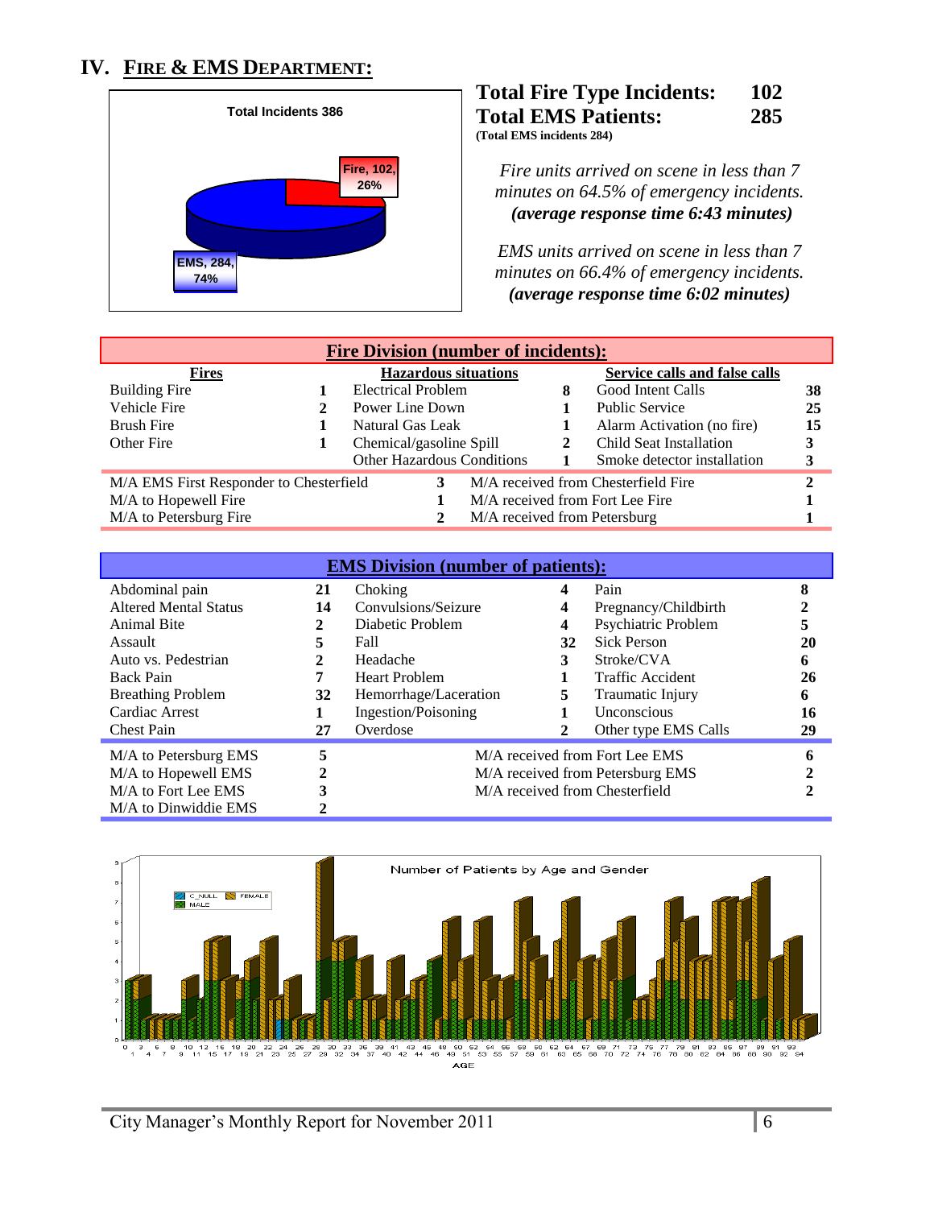# IV. FIRE & EMS DEPARTMENT:

Total Incidents 386

Fire, 102, 26%

EMS, 284, 74%

**Total Fire Type Incidents: 102**
**Total EMS Patients: 285**
**(Total EMS incidents 284)**

*Fire units arrived on scene in less than 7 minutes on 64.5% of emergency incidents.*
***(average response time 6:43 minutes)***

*EMS units arrived on scene in less than 7 minutes on 66.4% of emergency incidents.*
***(average response time 6:02 minutes)***

## Fire Division (number of incidents):

| Fires | | Hazardous situations | | Service calls and false calls | |
|---|---|---|---|---|---|
| Building Fire | 1 | Electrical Problem | 8 | Good Intent Calls | 38 |
| Vehicle Fire | 2 | Power Line Down | 1 | Public Service | 25 |
| Brush Fire | 1 | Natural Gas Leak | 1 | Alarm Activation (no fire) | 15 |
| Other Fire | 1 | Chemical/gasoline Spill | 2 | Child Seat Installation | 3 |
| | | Other Hazardous Conditions | 1 | Smoke detector installation | 3 |

| | | | |
|---|---|---|---|
| M/A EMS First Responder to Chesterfield | 3 | M/A received from Chesterfield Fire | 2 |
| M/A to Hopewell Fire | 1 | M/A received from Fort Lee Fire | 1 |
| M/A to Petersburg Fire | 2 | M/A received from Petersburg | 1 |

## EMS Division (number of patients):

| | | | | | |
|---|---|---|---|---|---|
| Abdominal pain | 21 | Choking | 4 | Pain | 8 |
| Altered Mental Status | 14 | Convulsions/Seizure | 4 | Pregnancy/Childbirth | 2 |
| Animal Bite | 2 | Diabetic Problem | 4 | Psychiatric Problem | 5 |
| Assault | 5 | Fall | 32 | Sick Person | 20 |
| Auto vs. Pedestrian | 2 | Headache | 3 | Stroke/CVA | 6 |
| Back Pain | 7 | Heart Problem | 1 | Traffic Accident | 26 |
| Breathing Problem | 32 | Hemorrhage/Laceration | 5 | Traumatic Injury | 6 |
| Cardiac Arrest | 1 | Ingestion/Poisoning | 1 | Unconscious | 16 |
| Chest Pain | 27 | Overdose | 2 | Other type EMS Calls | 29 |

| | | | |
|---|---|---|---|
| M/A to Petersburg EMS | 5 | M/A received from Fort Lee EMS | 6 |
| M/A to Hopewell EMS | 2 | M/A received from Petersburg EMS | 2 |
| M/A to Fort Lee EMS | 3 | M/A received from Chesterfield | 2 |
| M/A to Dinwiddie EMS | 2 | | |

Number of Patients by Age and Gender

C_NULL | FEMALE | MALE

AGE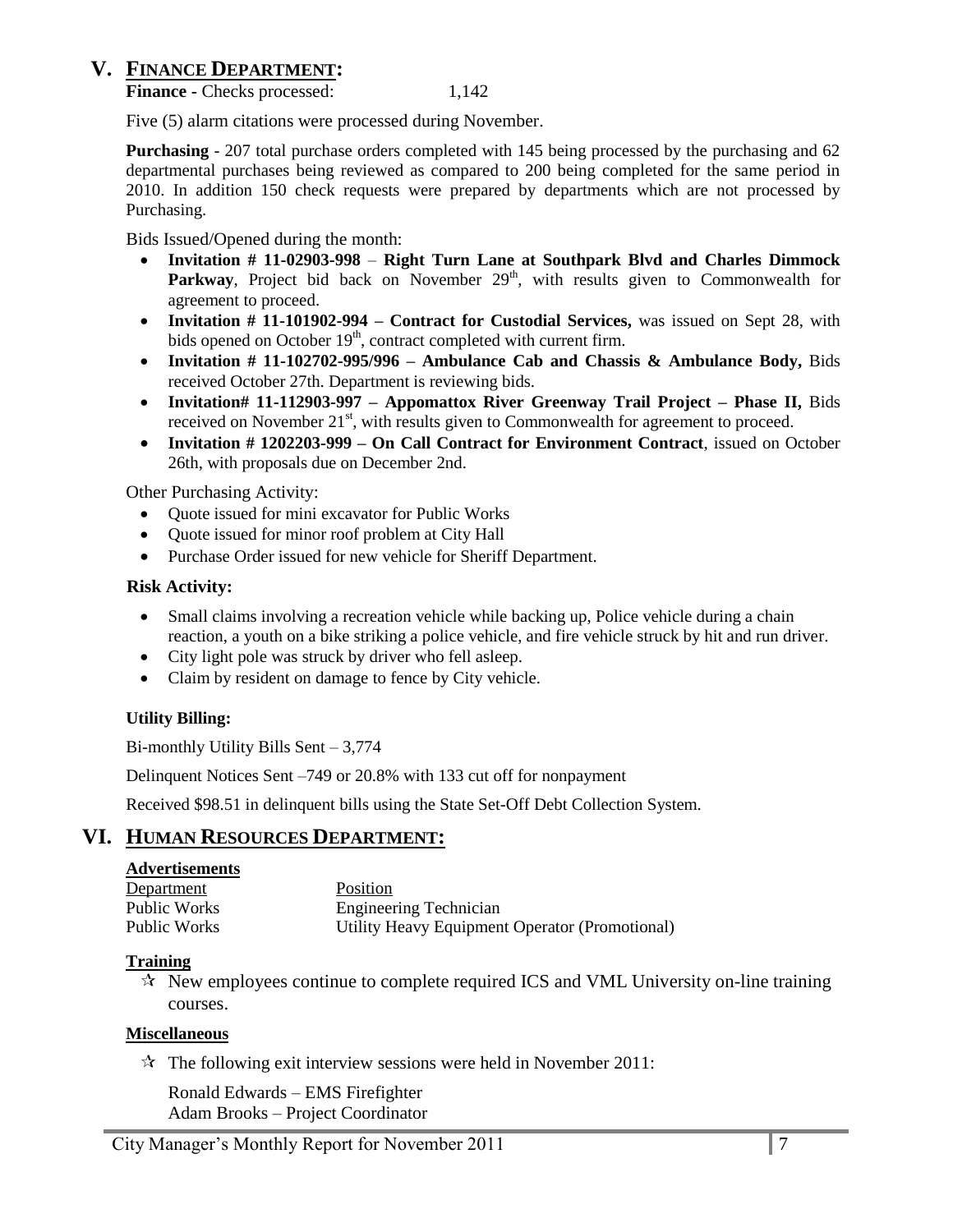# V. FINANCE DEPARTMENT:

**Finance -** Checks processed: 1,142

Five (5) alarm citations were processed during November.

**Purchasing** - 207 total purchase orders completed with 145 being processed by the purchasing and 62 departmental purchases being reviewed as compared to 200 being completed for the same period in 2010. In addition 150 check requests were prepared by departments which are not processed by Purchasing.

Bids Issued/Opened during the month:

- **Invitation # 11-02903-998** – **Right Turn Lane at Southpark Blvd and Charles Dimmock Parkway**, Project bid back on November 29th, with results given to Commonwealth for agreement to proceed.
- **Invitation # 11-101902-994 – Contract for Custodial Services,** was issued on Sept 28, with bids opened on October 19th, contract completed with current firm.
- **Invitation # 11-102702-995/996 – Ambulance Cab and Chassis & Ambulance Body,** Bids received October 27th. Department is reviewing bids.
- **Invitation# 11-112903-997 – Appomattox River Greenway Trail Project – Phase II,** Bids received on November 21st, with results given to Commonwealth for agreement to proceed.
- **Invitation # 1202203-999 – On Call Contract for Environment Contract**, issued on October 26th, with proposals due on December 2nd.

Other Purchasing Activity:

- Quote issued for mini excavator for Public Works
- Quote issued for minor roof problem at City Hall
- Purchase Order issued for new vehicle for Sheriff Department.

**Risk Activity:**

- Small claims involving a recreation vehicle while backing up, Police vehicle during a chain reaction, a youth on a bike striking a police vehicle, and fire vehicle struck by hit and run driver.
- City light pole was struck by driver who fell asleep.
- Claim by resident on damage to fence by City vehicle.

**Utility Billing:**

Bi-monthly Utility Bills Sent – 3,774

Delinquent Notices Sent –749 or 20.8% with 133 cut off for nonpayment

Received $98.51 in delinquent bills using the State Set-Off Debt Collection System.

# VI. HUMAN RESOURCES DEPARTMENT:

**Advertisements**

| Department | Position |
|---|---|
| Public Works | Engineering Technician |
| Public Works | Utility Heavy Equipment Operator (Promotional) |

**Training**

- ☆ New employees continue to complete required ICS and VML University on-line training courses.

**Miscellaneous**

- ☆ The following exit interview sessions were held in November 2011:

  Ronald Edwards – EMS Firefighter
  Adam Brooks – Project Coordinator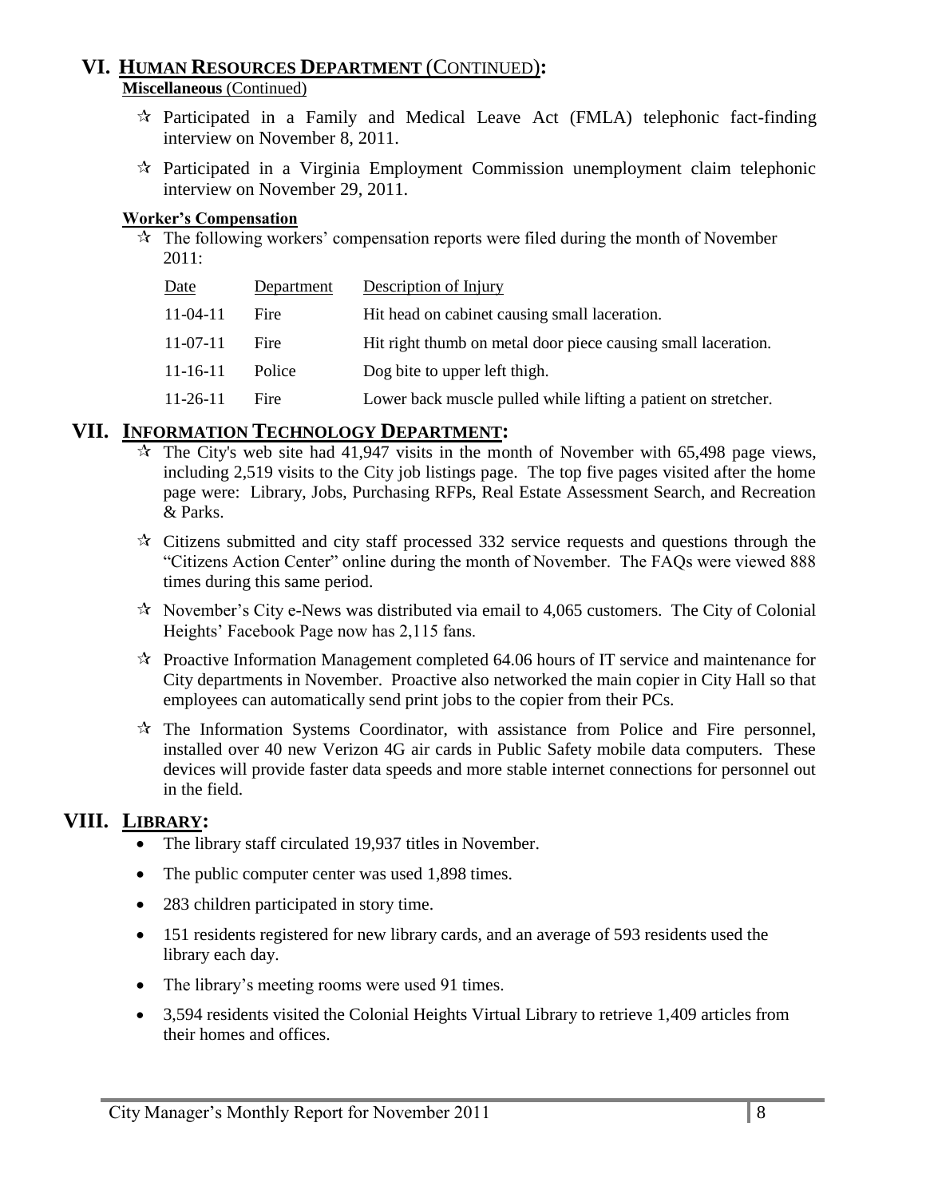## VI. HUMAN RESOURCES DEPARTMENT (CONTINUED):

**Miscellaneous** (Continued)

- ☆ Participated in a Family and Medical Leave Act (FMLA) telephonic fact-finding interview on November 8, 2011.
- ☆ Participated in a Virginia Employment Commission unemployment claim telephonic interview on November 29, 2011.

**Worker's Compensation**

- ☆ The following workers' compensation reports were filed during the month of November 2011:

| Date | Department | Description of Injury |
|---|---|---|
| 11-04-11 | Fire | Hit head on cabinet causing small laceration. |
| 11-07-11 | Fire | Hit right thumb on metal door piece causing small laceration. |
| 11-16-11 | Police | Dog bite to upper left thigh. |
| 11-26-11 | Fire | Lower back muscle pulled while lifting a patient on stretcher. |

## VII. INFORMATION TECHNOLOGY DEPARTMENT:

- ☆ The City's web site had 41,947 visits in the month of November with 65,498 page views, including 2,519 visits to the City job listings page. The top five pages visited after the home page were: Library, Jobs, Purchasing RFPs, Real Estate Assessment Search, and Recreation & Parks.
- ☆ Citizens submitted and city staff processed 332 service requests and questions through the "Citizens Action Center" online during the month of November. The FAQs were viewed 888 times during this same period.
- ☆ November's City e-News was distributed via email to 4,065 customers. The City of Colonial Heights' Facebook Page now has 2,115 fans.
- ☆ Proactive Information Management completed 64.06 hours of IT service and maintenance for City departments in November. Proactive also networked the main copier in City Hall so that employees can automatically send print jobs to the copier from their PCs.
- ☆ The Information Systems Coordinator, with assistance from Police and Fire personnel, installed over 40 new Verizon 4G air cards in Public Safety mobile data computers. These devices will provide faster data speeds and more stable internet connections for personnel out in the field.

## VIII. LIBRARY:

- The library staff circulated 19,937 titles in November.
- The public computer center was used 1,898 times.
- 283 children participated in story time.
- 151 residents registered for new library cards, and an average of 593 residents used the library each day.
- The library's meeting rooms were used 91 times.
- 3,594 residents visited the Colonial Heights Virtual Library to retrieve 1,409 articles from their homes and offices.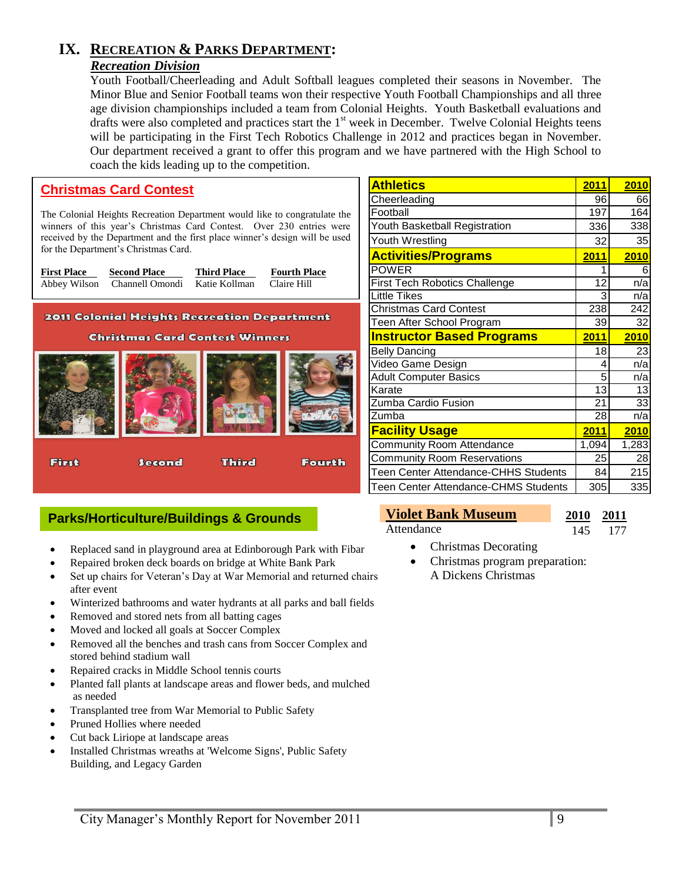# IX. Recreation & Parks Department:

## *Recreation Division*

Youth Football/Cheerleading and Adult Softball leagues completed their seasons in November. The Minor Blue and Senior Football teams won their respective Youth Football Championships and all three age division championships included a team from Colonial Heights. Youth Basketball evaluations and drafts were also completed and practices start the 1st week in December. Twelve Colonial Heights teens will be participating in the First Tech Robotics Challenge in 2012 and practices began in November. Our department received a grant to offer this program and we have partnered with the High School to coach the kids leading up to the competition.

### Christmas Card Contest

The Colonial Heights Recreation Department would like to congratulate the winners of this year's Christmas Card Contest. Over 230 entries were received by the Department and the first place winner's design will be used for the Department's Christmas Card.

| First Place | Second Place | Third Place | Fourth Place |
|---|---|---|---|
| Abbey Wilson | Channell Omondi | Katie Kollman | Claire Hill |

2011 Colonial Heights Recreation Department

Christmas Card Contest Winners

First Second Third Fourth

| Athletics | 2011 | 2010 |
|---|---|---|
| Cheerleading | 96 | 66 |
| Football | 197 | 164 |
| Youth Basketball Registration | 336 | 338 |
| Youth Wrestling | 32 | 35 |
| **Activities/Programs** | **2011** | **2010** |
| POWER | 1 | 6 |
| First Tech Robotics Challenge | 12 | n/a |
| Little Tikes | 3 | n/a |
| Christmas Card Contest | 238 | 242 |
| Teen After School Program | 39 | 32 |
| **Instructor Based Programs** | **2011** | **2010** |
| Belly Dancing | 18 | 23 |
| Video Game Design | 4 | n/a |
| Adult Computer Basics | 5 | n/a |
| Karate | 13 | 13 |
| Zumba Cardio Fusion | 21 | 33 |
| Zumba | 28 | n/a |
| **Facility Usage** | **2011** | **2010** |
| Community Room Attendance | 1,094 | 1,283 |
| Community Room Reservations | 25 | 28 |
| Teen Center Attendance-CHHS Students | 84 | 215 |
| Teen Center Attendance-CHMS Students | 305 | 335 |

### Parks/Horticulture/Buildings & Grounds

- Replaced sand in playground area at Edinborough Park with Fibar
- Repaired broken deck boards on bridge at White Bank Park
- Set up chairs for Veteran's Day at War Memorial and returned chairs after event
- Winterized bathrooms and water hydrants at all parks and ball fields
- Removed and stored nets from all batting cages
- Moved and locked all goals at Soccer Complex
- Removed all the benches and trash cans from Soccer Complex and stored behind stadium wall
- Repaired cracks in Middle School tennis courts
- Planted fall plants at landscape areas and flower beds, and mulched as needed
- Transplanted tree from War Memorial to Public Safety
- Pruned Hollies where needed
- Cut back Liriope at landscape areas
- Installed Christmas wreaths at 'Welcome Signs', Public Safety Building, and Legacy Garden

### Violet Bank Museum

| | 2010 | 2011 |
|---|---|---|
| Attendance | 145 | 177 |

- Christmas Decorating
- Christmas program preparation: A Dickens Christmas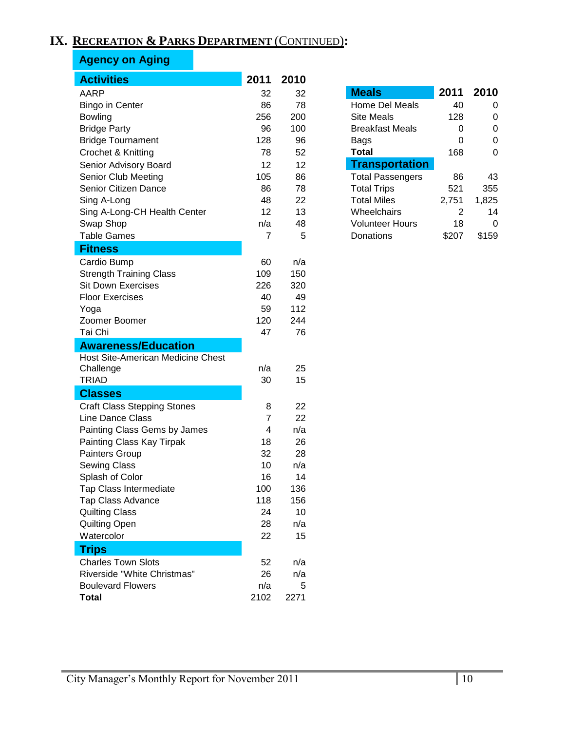# IX. Recreation & Parks Department (Continued):

## Agency on Aging

| Activities | 2011 | 2010 |
|---|---|---|
| AARP | 32 | 32 |
| Bingo in Center | 86 | 78 |
| Bowling | 256 | 200 |
| Bridge Party | 96 | 100 |
| Bridge Tournament | 128 | 96 |
| Crochet & Knitting | 78 | 52 |
| Senior Advisory Board | 12 | 12 |
| Senior Club Meeting | 105 | 86 |
| Senior Citizen Dance | 86 | 78 |
| Sing A-Long | 48 | 22 |
| Sing A-Long-CH Health Center | 12 | 13 |
| Swap Shop | n/a | 48 |
| Table Games | 7 | 5 |
| **Fitness** | | |
| Cardio Bump | 60 | n/a |
| Strength Training Class | 109 | 150 |
| Sit Down Exercises | 226 | 320 |
| Floor Exercises | 40 | 49 |
| Yoga | 59 | 112 |
| Zoomer Boomer | 120 | 244 |
| Tai Chi | 47 | 76 |
| **Awareness/Education** | | |
| Host Site-American Medicine Chest Challenge | n/a | 25 |
| TRIAD | 30 | 15 |
| **Classes** | | |
| Craft Class Stepping Stones | 8 | 22 |
| Line Dance Class | 7 | 22 |
| Painting Class Gems by James | 4 | n/a |
| Painting Class Kay Tirpak | 18 | 26 |
| Painters Group | 32 | 28 |
| Sewing Class | 10 | n/a |
| Splash of Color | 16 | 14 |
| Tap Class Intermediate | 100 | 136 |
| Tap Class Advance | 118 | 156 |
| Quilting Class | 24 | 10 |
| Quilting Open | 28 | n/a |
| Watercolor | 22 | 15 |
| **Trips** | | |
| Charles Town Slots | 52 | n/a |
| Riverside "White Christmas" | 26 | n/a |
| Boulevard Flowers | n/a | 5 |
| **Total** | 2102 | 2271 |

| Meals | 2011 | 2010 |
|---|---|---|
| Home Del Meals | 40 | 0 |
| Site Meals | 128 | 0 |
| Breakfast Meals | 0 | 0 |
| Bags | 0 | 0 |
| **Total** | 168 | 0 |
| **Transportation** | | |
| Total Passengers | 86 | 43 |
| Total Trips | 521 | 355 |
| Total Miles | 2,751 | 1,825 |
| Wheelchairs | 2 | 14 |
| Volunteer Hours | 18 | 0 |
| Donations | $207 | $159 |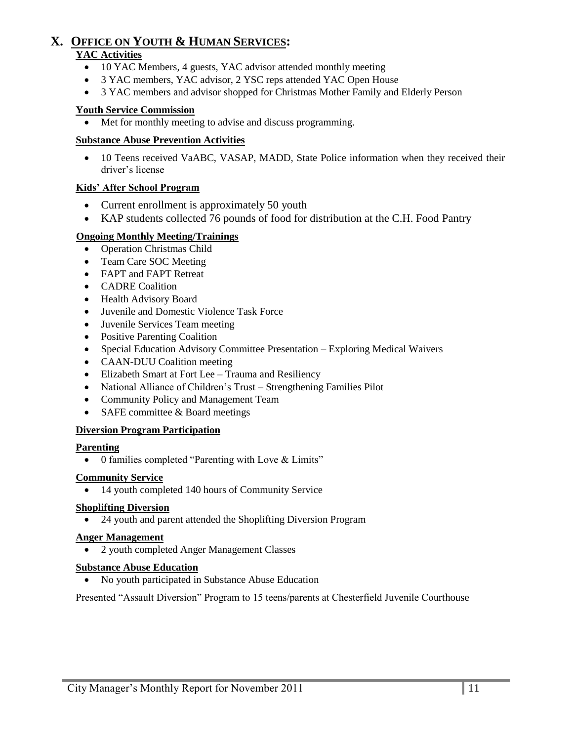## X. Office on Youth & Human Services:

**YAC Activities**

- 10 YAC Members, 4 guests, YAC advisor attended monthly meeting
- 3 YAC members, YAC advisor, 2 YSC reps attended YAC Open House
- 3 YAC members and advisor shopped for Christmas Mother Family and Elderly Person

**Youth Service Commission**

- Met for monthly meeting to advise and discuss programming.

**Substance Abuse Prevention Activities**

- 10 Teens received VaABC, VASAP, MADD, State Police information when they received their driver's license

**Kids' After School Program**

- Current enrollment is approximately 50 youth
- KAP students collected 76 pounds of food for distribution at the C.H. Food Pantry

**Ongoing Monthly Meeting/Trainings**

- Operation Christmas Child
- Team Care SOC Meeting
- FAPT and FAPT Retreat
- CADRE Coalition
- Health Advisory Board
- Juvenile and Domestic Violence Task Force
- Juvenile Services Team meeting
- Positive Parenting Coalition
- Special Education Advisory Committee Presentation – Exploring Medical Waivers
- CAAN-DUU Coalition meeting
- Elizabeth Smart at Fort Lee – Trauma and Resiliency
- National Alliance of Children's Trust – Strengthening Families Pilot
- Community Policy and Management Team
- SAFE committee & Board meetings

**Diversion Program Participation**

**Parenting**

- 0 families completed "Parenting with Love & Limits"

**Community Service**

- 14 youth completed 140 hours of Community Service

**Shoplifting Diversion**

- 24 youth and parent attended the Shoplifting Diversion Program

**Anger Management**

- 2 youth completed Anger Management Classes

**Substance Abuse Education**

- No youth participated in Substance Abuse Education

Presented "Assault Diversion" Program to 15 teens/parents at Chesterfield Juvenile Courthouse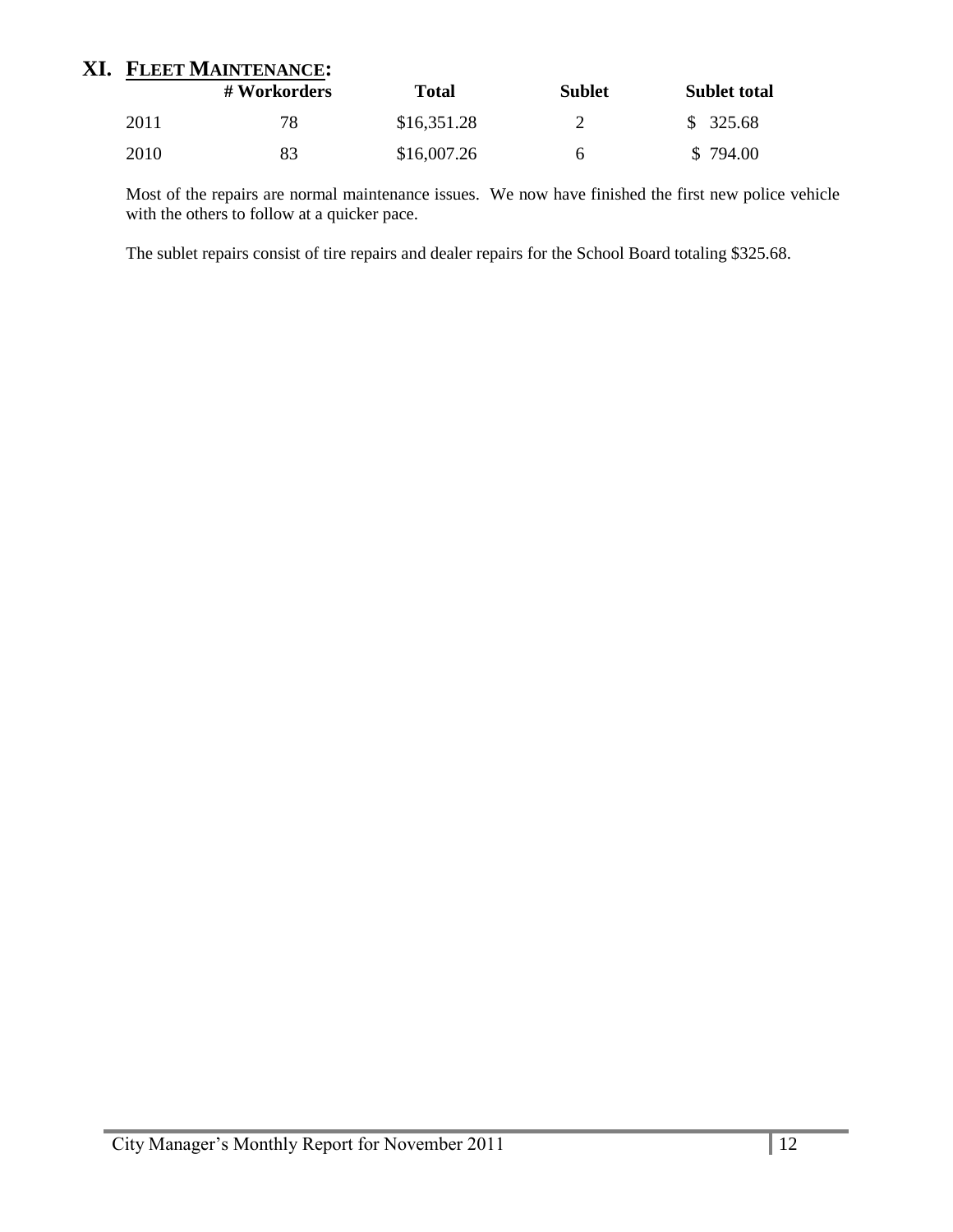# XI. FLEET MAINTENANCE:

| | # Workorders | Total | Sublet | Sublet total |
|---|---|---|---|---|
| 2011 | 78 | $16,351.28 | 2 | $ 325.68 |
| 2010 | 83 | $16,007.26 | 6 | $ 794.00 |

Most of the repairs are normal maintenance issues. We now have finished the first new police vehicle with the others to follow at a quicker pace.

The sublet repairs consist of tire repairs and dealer repairs for the School Board totaling $325.68.